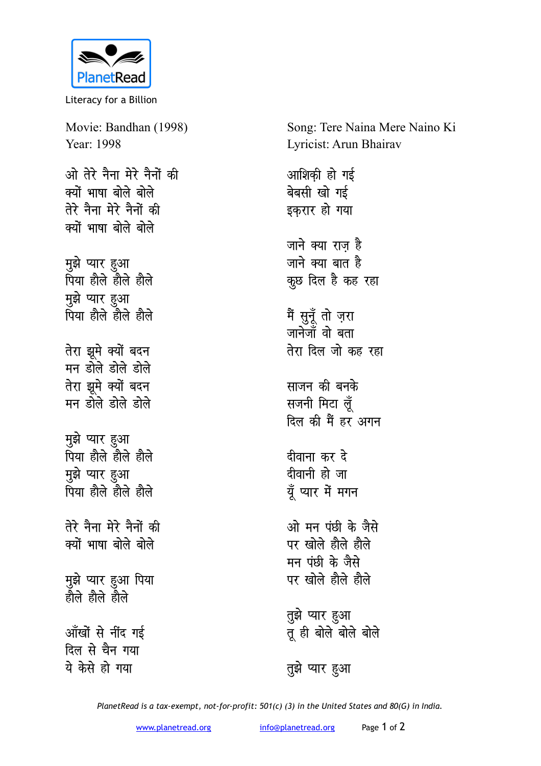Movie: Bandhan (1998)
Year: 1998

Song: Tere Naina Mere Naino Ki
Lyricist: Arun Bhairav

ओ तेरे नैना मेरे नैनों की
क्यों भाषा बोले बोले
तेरे नैना मेरे नैनों की
क्यों भाषा बोले बोले

मुझे प्यार हुआ
पिया हौले हौले हौले
मुझे प्यार हुआ
पिया हौले हौले हौले

तेरा झूमे क्यों बदन
मन डोले डोले डोले
तेरा झूमे क्यों बदन
मन डोले डोले डोले

मुझे प्यार हुआ
पिया हौले हौले हौले
मुझे प्यार हुआ
पिया हौले हौले हौले

तेरे नैना मेरे नैनों की
क्यों भाषा बोले बोले

मुझे प्यार हुआ पिया
हौले हौले हौले

आँखों से नींद गई
दिल से चैन गया
ये केसे हो गया

आशिक़ी हो गई
बेबसी खो गई
इक़रार हो गया

जाने क्या राज़ है
जाने क्या बात है
कुछ दिल है कह रहा

मैं सुनूँ तो ज़रा
जानेजाँ वो बता
तेरा दिल जो कह रहा

साजन की बनके
सजनी मिटा लूँ
दिल की मैं हर अगन

दीवाना कर दे
दीवानी हो जा
यूँ प्यार में मगन

ओ मन पंछी के जैसे
पर खोले हौले हौले
मन पंछी के जैसे
पर खोले हौले हौले

तुझे प्यार हुआ
तू ही बोले बोले बोले

तुझे प्यार हुआ

*PlanetRead is a tax-exempt, not-for-profit: 501(c) (3) in the United States and 80(G) in India.*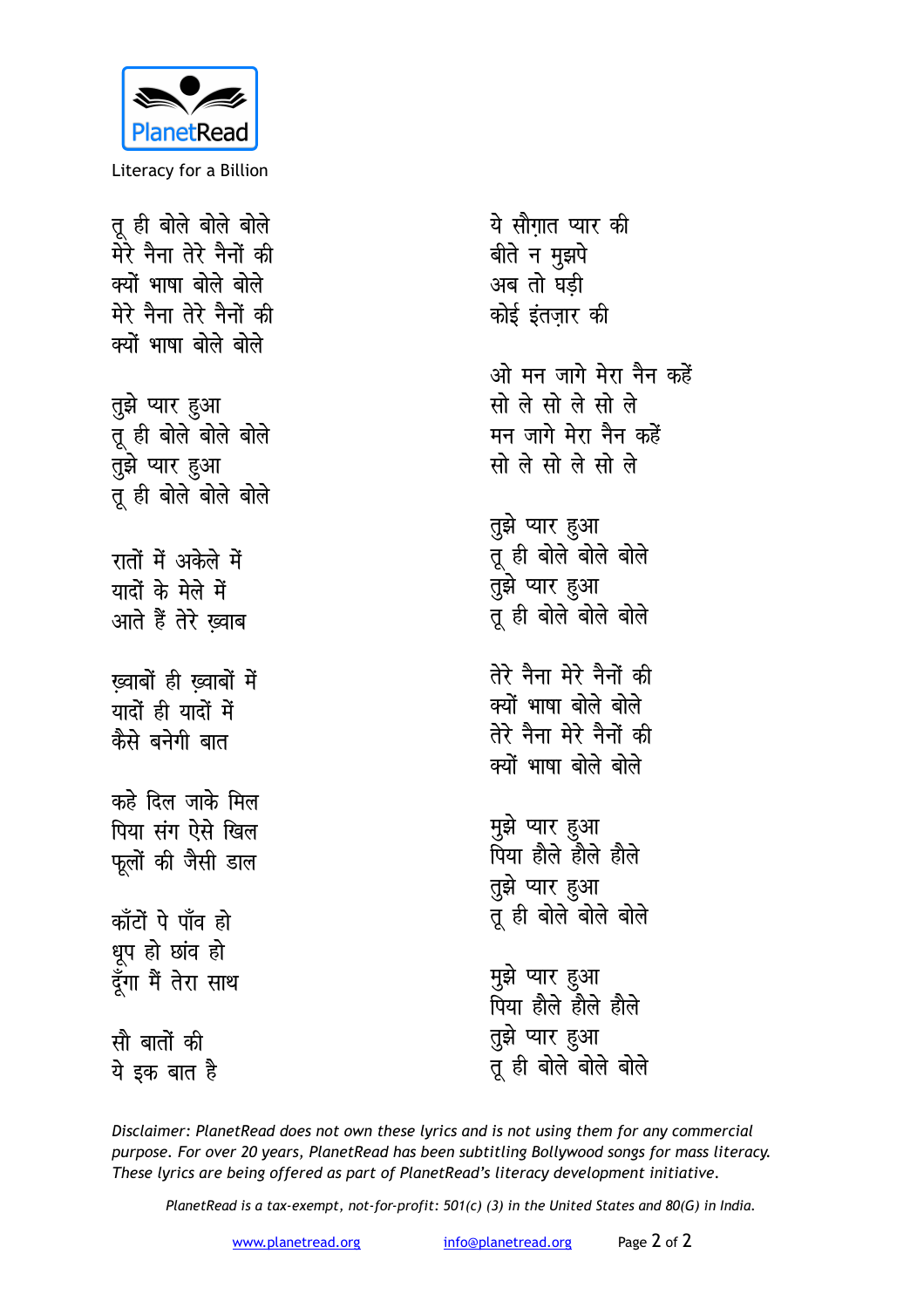PlanetRead

Literacy for a Billion

तू ही बोले बोले बोले
मेरे नैना तेरे नैनों की
क्यों भाषा बोले बोले
मेरे नैना तेरे नैनों की
क्यों भाषा बोले बोले

तुझे प्यार हुआ
तू ही बोले बोले बोले
तुझे प्यार हुआ
तू ही बोले बोले बोले

रातों में अकेले में
यादों के मेले में
आते हैं तेरे ख़्वाब

ख़्वाबों ही ख़्वाबों में
यादों ही यादों में
कैसे बनेगी बात

कहे दिल जाके मिल
पिया संग ऐसे खिल
फूलों की जैसी डाल

काँटों पे पाँव हो
धूप हो छांव हो
दूँगा मैं तेरा साथ

सौ बातों की
ये इक बात है

ये सौग़ात प्यार की
बीते न मुझपे
अब तो घड़ी
कोई इंतज़ार की

ओ मन जागे मेरा नैन कहें
सो ले सो ले सो ले
मन जागे मेरा नैन कहें
सो ले सो ले सो ले

तुझे प्यार हुआ
तू ही बोले बोले बोले
तुझे प्यार हुआ
तू ही बोले बोले बोले

तेरे नैना मेरे नैनों की
क्यों भाषा बोले बोले
तेरे नैना मेरे नैनों की
क्यों भाषा बोले बोले

मुझे प्यार हुआ
पिया हौले हौले हौले
तुझे प्यार हुआ
तू ही बोले बोले बोले

मुझे प्यार हुआ
पिया हौले हौले हौले
तुझे प्यार हुआ
तू ही बोले बोले बोले

*Disclaimer: PlanetRead does not own these lyrics and is not using them for any commercial purpose. For over 20 years, PlanetRead has been subtitling Bollywood songs for mass literacy. These lyrics are being offered as part of PlanetRead's literacy development initiative.*

*PlanetRead is a tax-exempt, not-for-profit: 501(c) (3) in the United States and 80(G) in India.*

www.planetread.org info@planetread.org